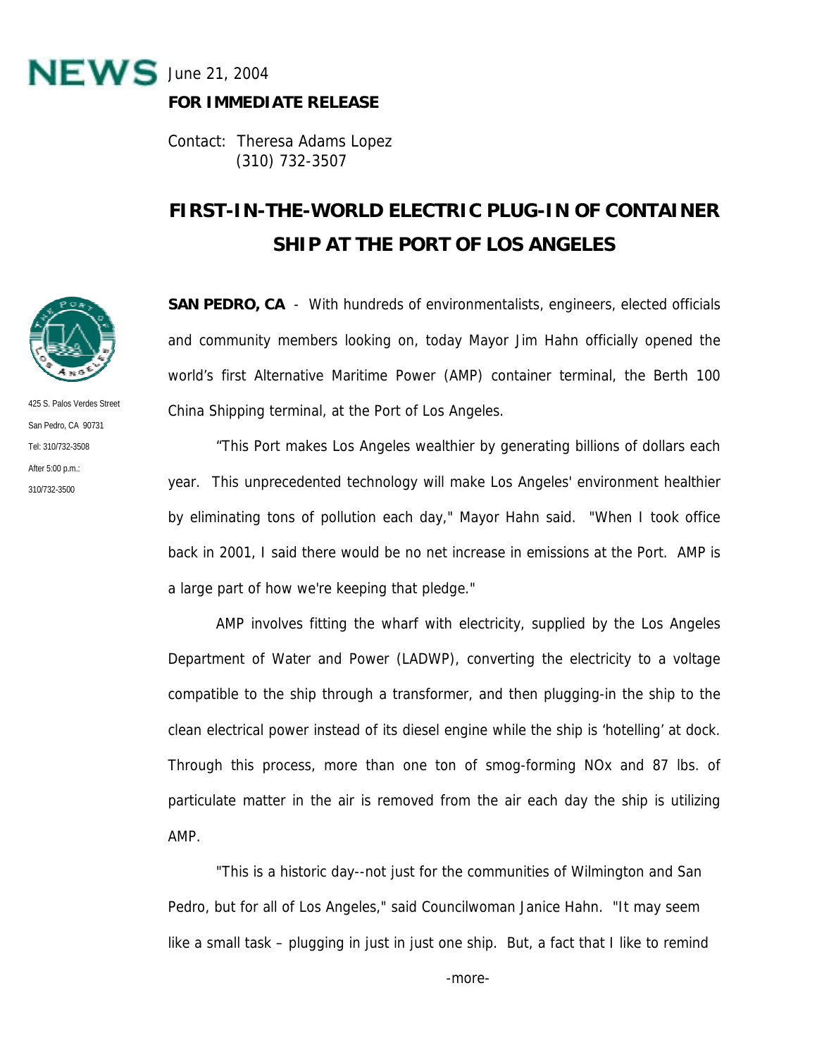**NEWS** June 21, 2004

**FOR IMMEDIATE RELEASE**

Contact: Theresa Adams Lopez
(310) 732-3507

425 S. Palos Verdes Street
San Pedro, CA 90731
Tel: 310/732-3508
After 5:00 p.m.:
310/732-3500

# FIRST-IN-THE-WORLD ELECTRIC PLUG-IN OF CONTAINER SHIP AT THE PORT OF LOS ANGELES

**SAN PEDRO, CA** - With hundreds of environmentalists, engineers, elected officials and community members looking on, today Mayor Jim Hahn officially opened the world's first Alternative Maritime Power (AMP) container terminal, the Berth 100 China Shipping terminal, at the Port of Los Angeles.

"This Port makes Los Angeles wealthier by generating billions of dollars each year. This unprecedented technology will make Los Angeles' environment healthier by eliminating tons of pollution each day," Mayor Hahn said. "When I took office back in 2001, I said there would be no net increase in emissions at the Port. AMP is a large part of how we're keeping that pledge."

AMP involves fitting the wharf with electricity, supplied by the Los Angeles Department of Water and Power (LADWP), converting the electricity to a voltage compatible to the ship through a transformer, and then plugging-in the ship to the clean electrical power instead of its diesel engine while the ship is 'hotelling' at dock. Through this process, more than one ton of smog-forming NOx and 87 lbs. of particulate matter in the air is removed from the air each day the ship is utilizing AMP.

"This is a historic day--not just for the communities of Wilmington and San Pedro, but for all of Los Angeles," said Councilwoman Janice Hahn. "It may seem like a small task – plugging in just in just one ship. But, a fact that I like to remind

-more-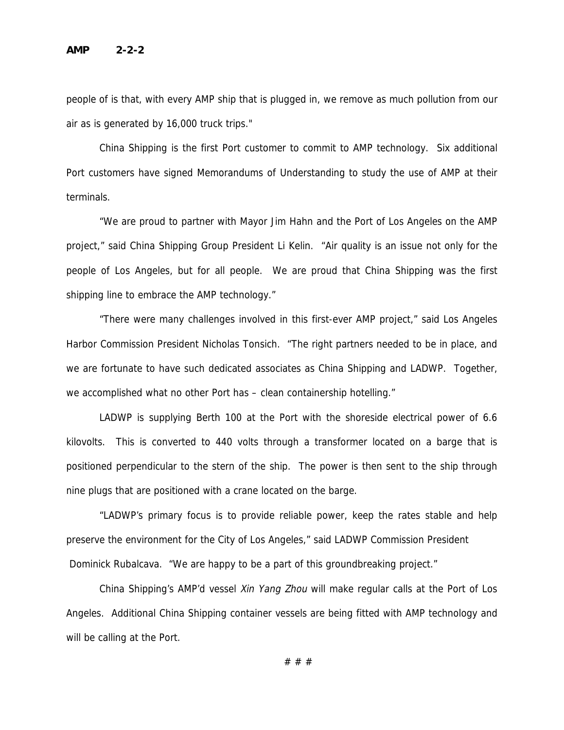people of is that, with every AMP ship that is plugged in, we remove as much pollution from our air as is generated by 16,000 truck trips."

China Shipping is the first Port customer to commit to AMP technology. Six additional Port customers have signed Memorandums of Understanding to study the use of AMP at their terminals.

"We are proud to partner with Mayor Jim Hahn and the Port of Los Angeles on the AMP project," said China Shipping Group President Li Kelin. "Air quality is an issue not only for the people of Los Angeles, but for all people. We are proud that China Shipping was the first shipping line to embrace the AMP technology."

"There were many challenges involved in this first-ever AMP project," said Los Angeles Harbor Commission President Nicholas Tonsich. "The right partners needed to be in place, and we are fortunate to have such dedicated associates as China Shipping and LADWP. Together, we accomplished what no other Port has – clean containership hotelling."

LADWP is supplying Berth 100 at the Port with the shoreside electrical power of 6.6 kilovolts. This is converted to 440 volts through a transformer located on a barge that is positioned perpendicular to the stern of the ship. The power is then sent to the ship through nine plugs that are positioned with a crane located on the barge.

"LADWP's primary focus is to provide reliable power, keep the rates stable and help preserve the environment for the City of Los Angeles," said LADWP Commission President Dominick Rubalcava. "We are happy to be a part of this groundbreaking project."

China Shipping's AMP'd vessel *Xin Yang Zhou* will make regular calls at the Port of Los Angeles. Additional China Shipping container vessels are being fitted with AMP technology and will be calling at the Port.

# # #